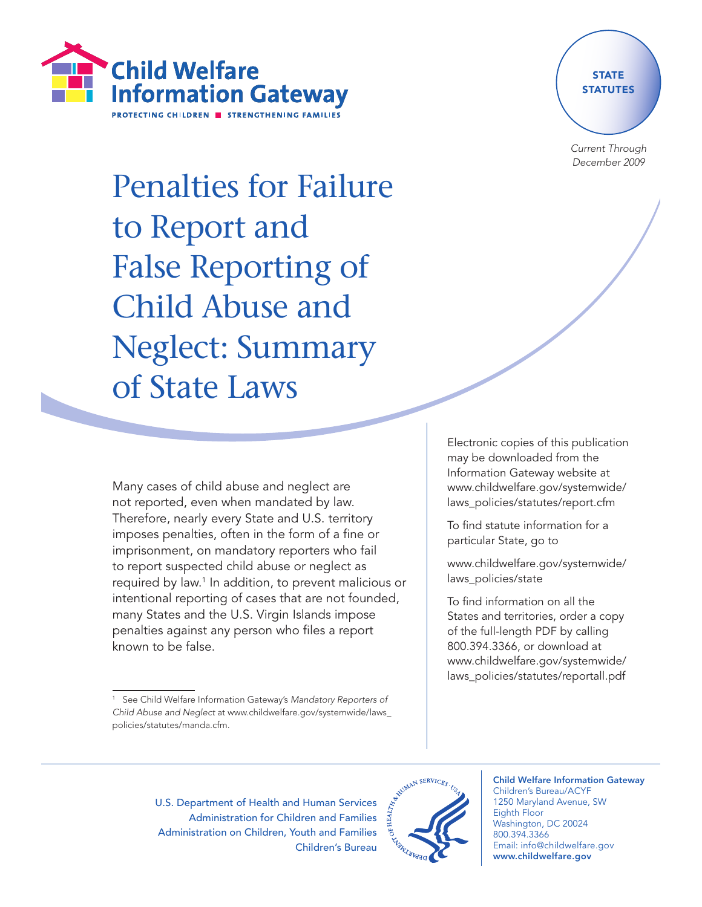Child Welfare Information Gateway

PROTECTING CHILDREN ■ STRENGTHENING FAMILIES

STATE STATUTES

*Current Through December 2009*

# Penalties for Failure to Report and False Reporting of Child Abuse and Neglect: Summary of State Laws

Many cases of child abuse and neglect are not reported, even when mandated by law. Therefore, nearly every State and U.S. territory imposes penalties, often in the form of a fine or imprisonment, on mandatory reporters who fail to report suspected child abuse or neglect as required by law.[1] In addition, to prevent malicious or intentional reporting of cases that are not founded, many States and the U.S. Virgin Islands impose penalties against any person who files a report known to be false.

Electronic copies of this publication may be downloaded from the Information Gateway website at www.childwelfare.gov/systemwide/laws_policies/statutes/report.cfm

To find statute information for a particular State, go to

www.childwelfare.gov/systemwide/laws_policies/state

To find information on all the States and territories, order a copy of the full-length PDF by calling 800.394.3366, or download at www.childwelfare.gov/systemwide/laws_policies/statutes/reportall.pdf

[1] See Child Welfare Information Gateway's *Mandatory Reporters of Child Abuse and Neglect* at www.childwelfare.gov/systemwide/laws_policies/statutes/manda.cfm.

U.S. Department of Health and Human Services
Administration for Children and Families
Administration on Children, Youth and Families
Children's Bureau

**Child Welfare Information Gateway**
Children's Bureau/ACYF
1250 Maryland Avenue, SW
Eighth Floor
Washington, DC 20024
800.394.3366
Email: info@childwelfare.gov
**www.childwelfare.gov**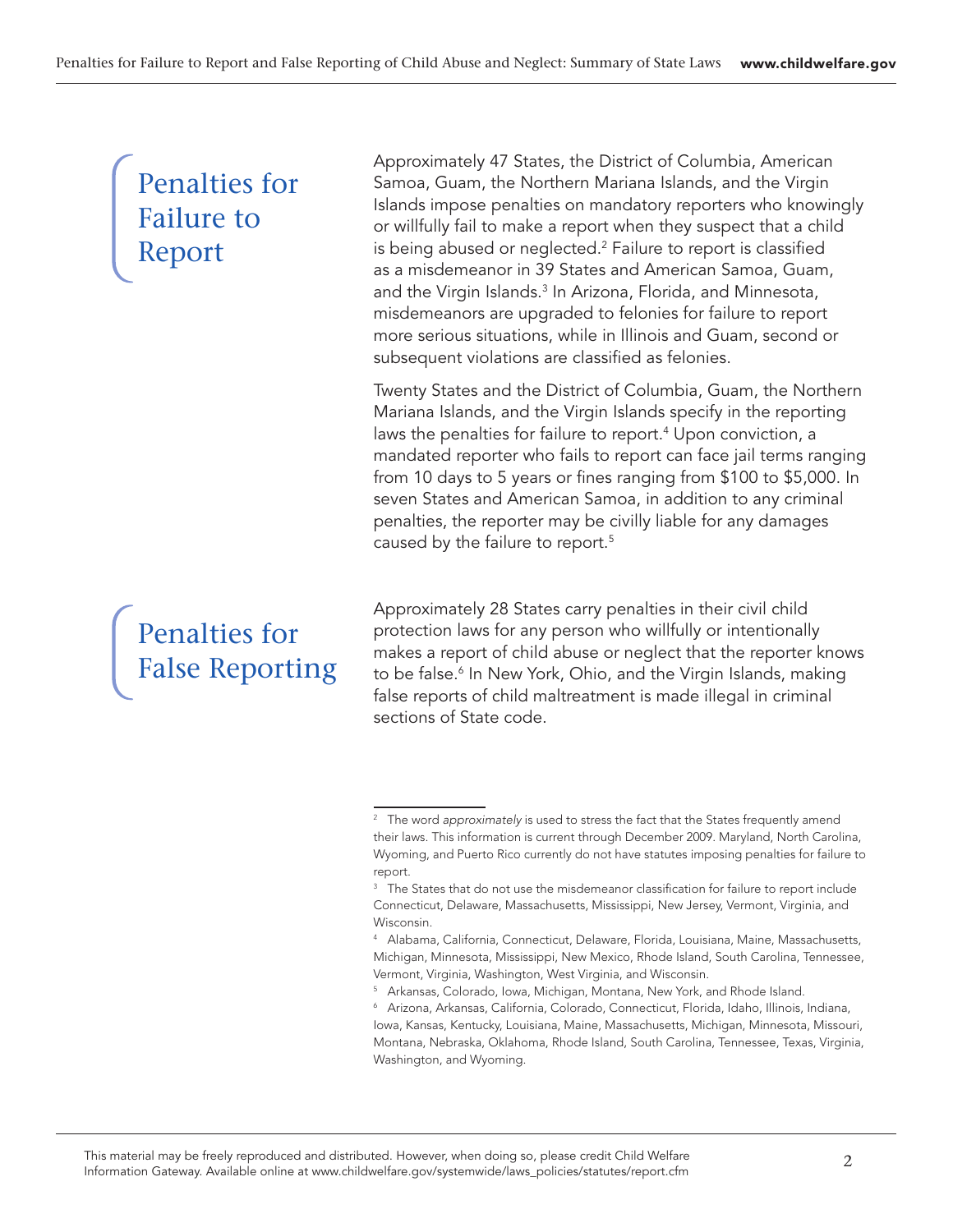## Penalties for Failure to Report

Approximately 47 States, the District of Columbia, American Samoa, Guam, the Northern Mariana Islands, and the Virgin Islands impose penalties on mandatory reporters who knowingly or willfully fail to make a report when they suspect that a child is being abused or neglected.[2] Failure to report is classified as a misdemeanor in 39 States and American Samoa, Guam, and the Virgin Islands.[3] In Arizona, Florida, and Minnesota, misdemeanors are upgraded to felonies for failure to report more serious situations, while in Illinois and Guam, second or subsequent violations are classified as felonies.

Twenty States and the District of Columbia, Guam, the Northern Mariana Islands, and the Virgin Islands specify in the reporting laws the penalties for failure to report.[4] Upon conviction, a mandated reporter who fails to report can face jail terms ranging from 10 days to 5 years or fines ranging from $100 to $5,000. In seven States and American Samoa, in addition to any criminal penalties, the reporter may be civilly liable for any damages caused by the failure to report.[5]

## Penalties for False Reporting

Approximately 28 States carry penalties in their civil child protection laws for any person who willfully or intentionally makes a report of child abuse or neglect that the reporter knows to be false.[6] In New York, Ohio, and the Virgin Islands, making false reports of child maltreatment is made illegal in criminal sections of State code.

---

[2] The word *approximately* is used to stress the fact that the States frequently amend their laws. This information is current through December 2009. Maryland, North Carolina, Wyoming, and Puerto Rico currently do not have statutes imposing penalties for failure to report.

[3] The States that do not use the misdemeanor classification for failure to report include Connecticut, Delaware, Massachusetts, Mississippi, New Jersey, Vermont, Virginia, and Wisconsin.

[4] Alabama, California, Connecticut, Delaware, Florida, Louisiana, Maine, Massachusetts, Michigan, Minnesota, Mississippi, New Mexico, Rhode Island, South Carolina, Tennessee, Vermont, Virginia, Washington, West Virginia, and Wisconsin.

[5] Arkansas, Colorado, Iowa, Michigan, Montana, New York, and Rhode Island.

[6] Arizona, Arkansas, California, Colorado, Connecticut, Florida, Idaho, Illinois, Indiana, Iowa, Kansas, Kentucky, Louisiana, Maine, Massachusetts, Michigan, Minnesota, Missouri, Montana, Nebraska, Oklahoma, Rhode Island, South Carolina, Tennessee, Texas, Virginia, Washington, and Wyoming.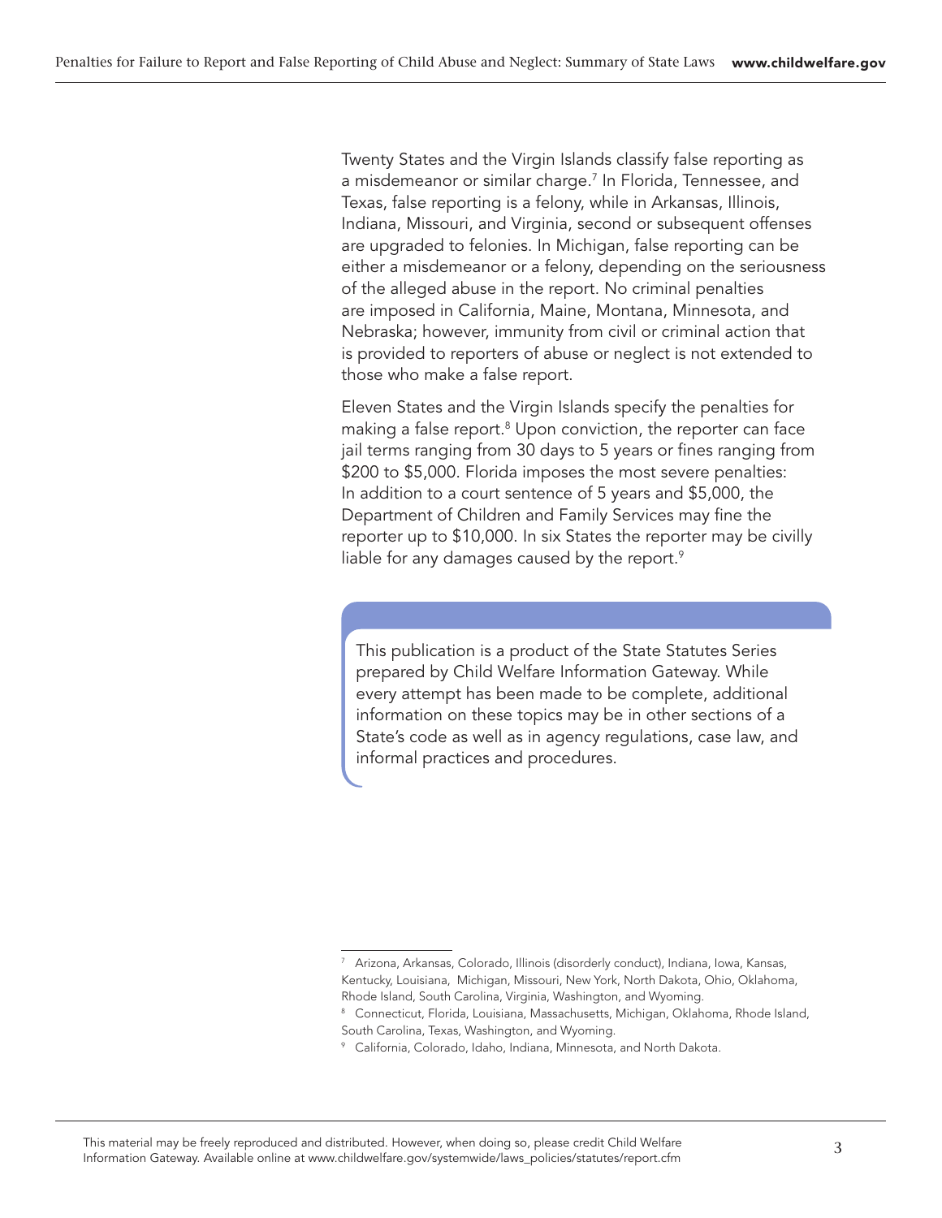Twenty States and the Virgin Islands classify false reporting as a misdemeanor or similar charge.[7] In Florida, Tennessee, and Texas, false reporting is a felony, while in Arkansas, Illinois, Indiana, Missouri, and Virginia, second or subsequent offenses are upgraded to felonies. In Michigan, false reporting can be either a misdemeanor or a felony, depending on the seriousness of the alleged abuse in the report. No criminal penalties are imposed in California, Maine, Montana, Minnesota, and Nebraska; however, immunity from civil or criminal action that is provided to reporters of abuse or neglect is not extended to those who make a false report.

Eleven States and the Virgin Islands specify the penalties for making a false report.[8] Upon conviction, the reporter can face jail terms ranging from 30 days to 5 years or fines ranging from $200 to $5,000. Florida imposes the most severe penalties: In addition to a court sentence of 5 years and $5,000, the Department of Children and Family Services may fine the reporter up to $10,000. In six States the reporter may be civilly liable for any damages caused by the report.[9]

This publication is a product of the State Statutes Series prepared by Child Welfare Information Gateway. While every attempt has been made to be complete, additional information on these topics may be in other sections of a State's code as well as in agency regulations, case law, and informal practices and procedures.

---

[7] Arizona, Arkansas, Colorado, Illinois (disorderly conduct), Indiana, Iowa, Kansas, Kentucky, Louisiana, Michigan, Missouri, New York, North Dakota, Ohio, Oklahoma, Rhode Island, South Carolina, Virginia, Washington, and Wyoming.

[8] Connecticut, Florida, Louisiana, Massachusetts, Michigan, Oklahoma, Rhode Island, South Carolina, Texas, Washington, and Wyoming.

[9] California, Colorado, Idaho, Indiana, Minnesota, and North Dakota.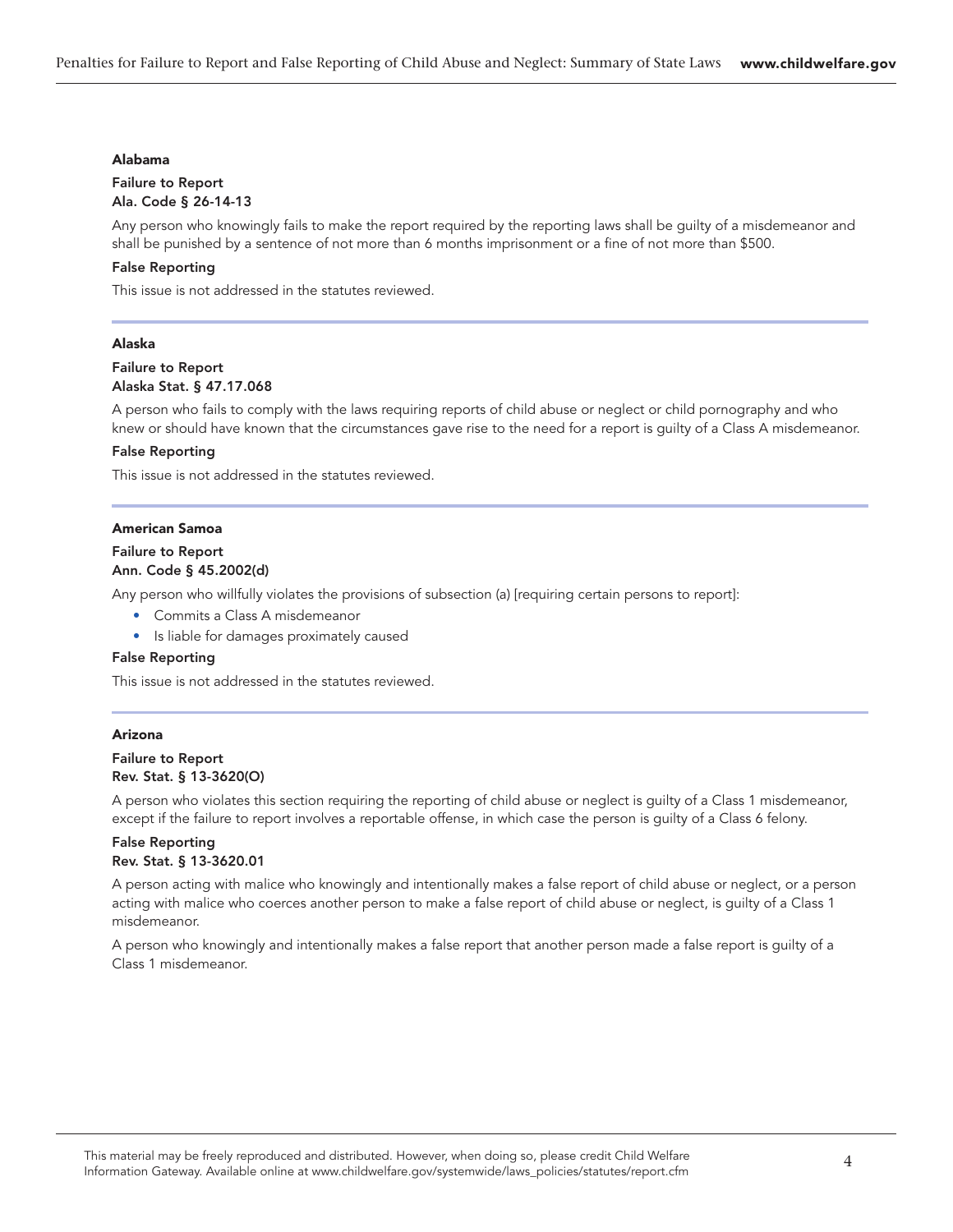### Alabama

**Failure to Report**
**Ala. Code § 26-14-13**

Any person who knowingly fails to make the report required by the reporting laws shall be guilty of a misdemeanor and shall be punished by a sentence of not more than 6 months imprisonment or a fine of not more than $500.

**False Reporting**

This issue is not addressed in the statutes reviewed.

---

### Alaska

**Failure to Report**
**Alaska Stat. § 47.17.068**

A person who fails to comply with the laws requiring reports of child abuse or neglect or child pornography and who knew or should have known that the circumstances gave rise to the need for a report is guilty of a Class A misdemeanor.

**False Reporting**

This issue is not addressed in the statutes reviewed.

---

### American Samoa

**Failure to Report**
**Ann. Code § 45.2002(d)**

Any person who willfully violates the provisions of subsection (a) [requiring certain persons to report]:

- Commits a Class A misdemeanor
- Is liable for damages proximately caused

**False Reporting**

This issue is not addressed in the statutes reviewed.

---

### Arizona

**Failure to Report**
**Rev. Stat. § 13-3620(O)**

A person who violates this section requiring the reporting of child abuse or neglect is guilty of a Class 1 misdemeanor, except if the failure to report involves a reportable offense, in which case the person is guilty of a Class 6 felony.

**False Reporting**
**Rev. Stat. § 13-3620.01**

A person acting with malice who knowingly and intentionally makes a false report of child abuse or neglect, or a person acting with malice who coerces another person to make a false report of child abuse or neglect, is guilty of a Class 1 misdemeanor.

A person who knowingly and intentionally makes a false report that another person made a false report is guilty of a Class 1 misdemeanor.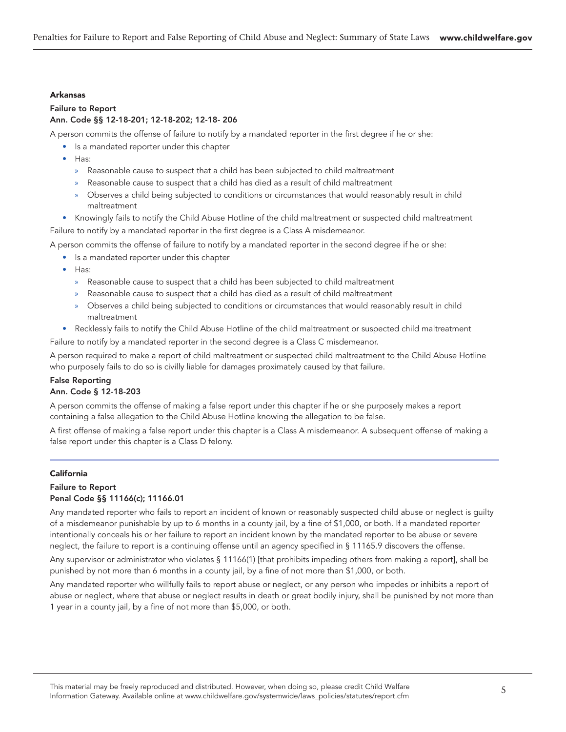### Arkansas

#### Failure to Report
#### Ann. Code §§ 12-18-201; 12-18-202; 12-18- 206

A person commits the offense of failure to notify by a mandated reporter in the first degree if he or she:

- Is a mandated reporter under this chapter
- Has:
  - Reasonable cause to suspect that a child has been subjected to child maltreatment
  - Reasonable cause to suspect that a child has died as a result of child maltreatment
  - Observes a child being subjected to conditions or circumstances that would reasonably result in child maltreatment
- Knowingly fails to notify the Child Abuse Hotline of the child maltreatment or suspected child maltreatment

Failure to notify by a mandated reporter in the first degree is a Class A misdemeanor.

A person commits the offense of failure to notify by a mandated reporter in the second degree if he or she:

- Is a mandated reporter under this chapter
- Has:
  - Reasonable cause to suspect that a child has been subjected to child maltreatment
  - Reasonable cause to suspect that a child has died as a result of child maltreatment
  - Observes a child being subjected to conditions or circumstances that would reasonably result in child maltreatment
- Recklessly fails to notify the Child Abuse Hotline of the child maltreatment or suspected child maltreatment

Failure to notify by a mandated reporter in the second degree is a Class C misdemeanor.

A person required to make a report of child maltreatment or suspected child maltreatment to the Child Abuse Hotline who purposely fails to do so is civilly liable for damages proximately caused by that failure.

#### False Reporting
#### Ann. Code § 12-18-203

A person commits the offense of making a false report under this chapter if he or she purposely makes a report containing a false allegation to the Child Abuse Hotline knowing the allegation to be false.

A first offense of making a false report under this chapter is a Class A misdemeanor. A subsequent offense of making a false report under this chapter is a Class D felony.

### California

#### Failure to Report
#### Penal Code §§ 11166(c); 11166.01

Any mandated reporter who fails to report an incident of known or reasonably suspected child abuse or neglect is guilty of a misdemeanor punishable by up to 6 months in a county jail, by a fine of $1,000, or both. If a mandated reporter intentionally conceals his or her failure to report an incident known by the mandated reporter to be abuse or severe neglect, the failure to report is a continuing offense until an agency specified in § 11165.9 discovers the offense.

Any supervisor or administrator who violates § 11166(1) [that prohibits impeding others from making a report], shall be punished by not more than 6 months in a county jail, by a fine of not more than $1,000, or both.

Any mandated reporter who willfully fails to report abuse or neglect, or any person who impedes or inhibits a report of abuse or neglect, where that abuse or neglect results in death or great bodily injury, shall be punished by not more than 1 year in a county jail, by a fine of not more than $5,000, or both.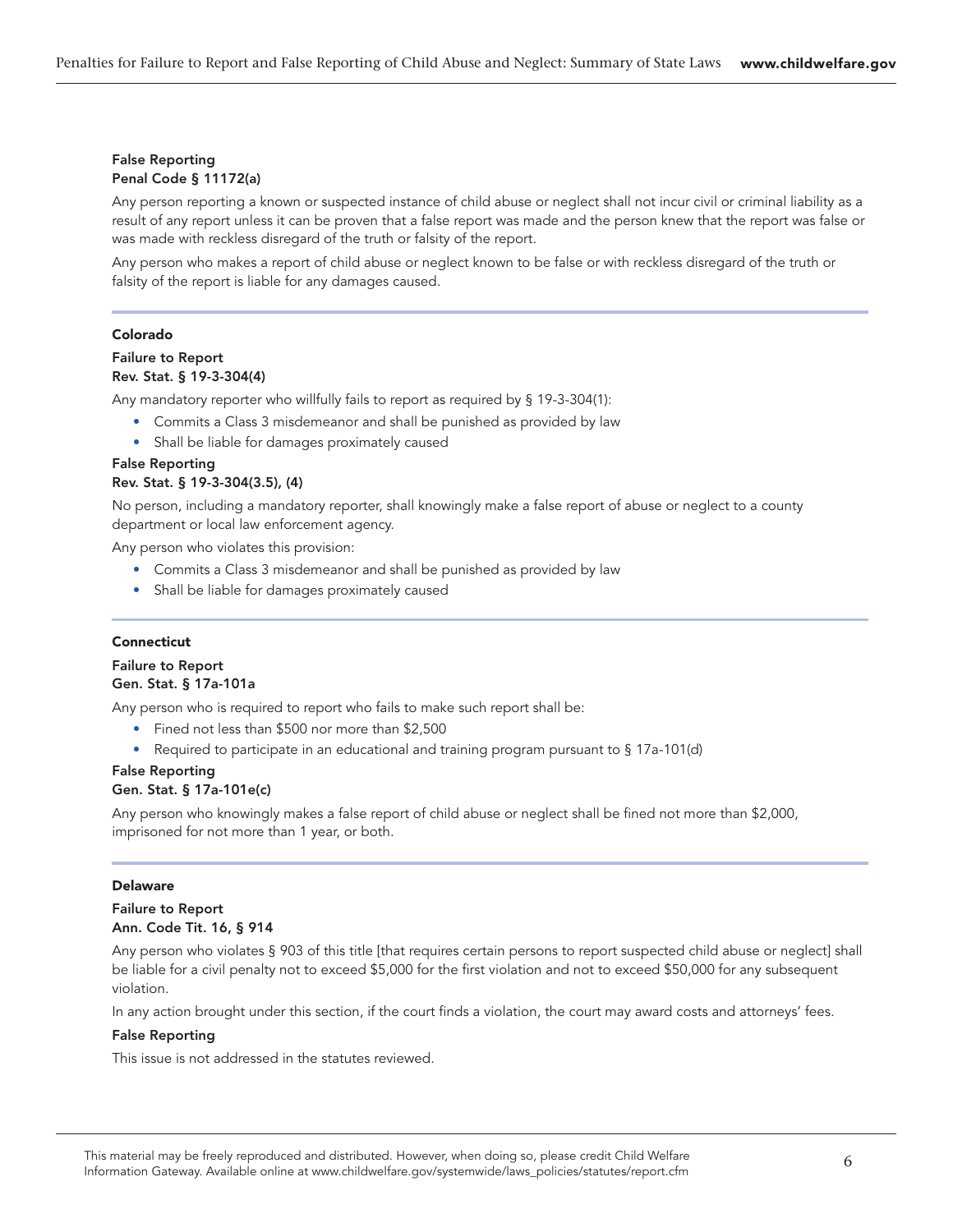**False Reporting**
**Penal Code § 11172(a)**

Any person reporting a known or suspected instance of child abuse or neglect shall not incur civil or criminal liability as a result of any report unless it can be proven that a false report was made and the person knew that the report was false or was made with reckless disregard of the truth or falsity of the report.

Any person who makes a report of child abuse or neglect known to be false or with reckless disregard of the truth or falsity of the report is liable for any damages caused.

---

## Colorado

**Failure to Report**
**Rev. Stat. § 19-3-304(4)**

Any mandatory reporter who willfully fails to report as required by § 19-3-304(1):

- Commits a Class 3 misdemeanor and shall be punished as provided by law
- Shall be liable for damages proximately caused

**False Reporting**
**Rev. Stat. § 19-3-304(3.5), (4)**

No person, including a mandatory reporter, shall knowingly make a false report of abuse or neglect to a county department or local law enforcement agency.

Any person who violates this provision:

- Commits a Class 3 misdemeanor and shall be punished as provided by law
- Shall be liable for damages proximately caused

---

## Connecticut

**Failure to Report**
**Gen. Stat. § 17a-101a**

Any person who is required to report who fails to make such report shall be:

- Fined not less than $500 nor more than $2,500
- Required to participate in an educational and training program pursuant to § 17a-101(d)

**False Reporting**
**Gen. Stat. § 17a-101e(c)**

Any person who knowingly makes a false report of child abuse or neglect shall be fined not more than $2,000, imprisoned for not more than 1 year, or both.

---

## Delaware

**Failure to Report**
**Ann. Code Tit. 16, § 914**

Any person who violates § 903 of this title [that requires certain persons to report suspected child abuse or neglect] shall be liable for a civil penalty not to exceed $5,000 for the first violation and not to exceed $50,000 for any subsequent violation.

In any action brought under this section, if the court finds a violation, the court may award costs and attorneys' fees.

**False Reporting**

This issue is not addressed in the statutes reviewed.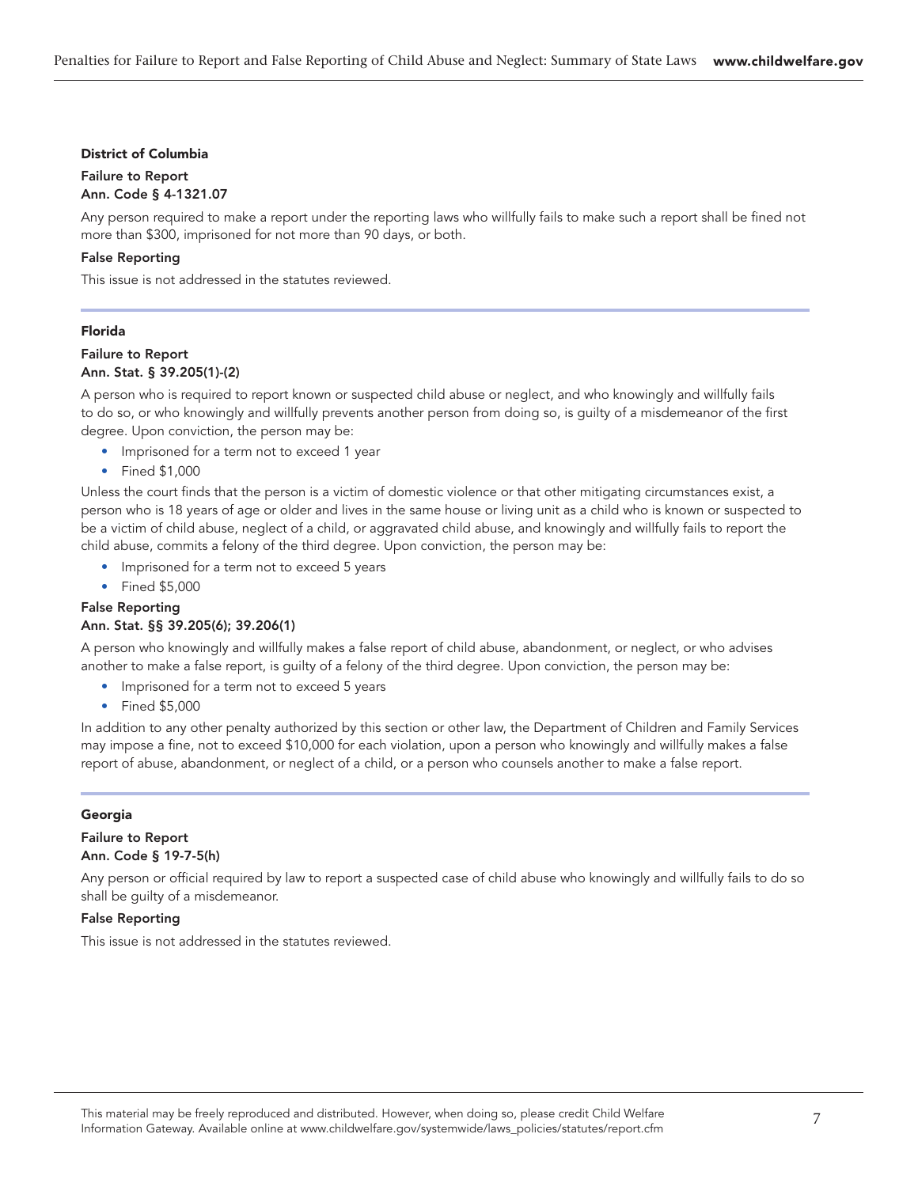## District of Columbia

### Failure to Report
**Ann. Code § 4-1321.07**

Any person required to make a report under the reporting laws who willfully fails to make such a report shall be fined not more than $300, imprisoned for not more than 90 days, or both.

### False Reporting

This issue is not addressed in the statutes reviewed.

## Florida

### Failure to Report
**Ann. Stat. § 39.205(1)-(2)**

A person who is required to report known or suspected child abuse or neglect, and who knowingly and willfully fails to do so, or who knowingly and willfully prevents another person from doing so, is guilty of a misdemeanor of the first degree. Upon conviction, the person may be:

- Imprisoned for a term not to exceed 1 year
- Fined $1,000

Unless the court finds that the person is a victim of domestic violence or that other mitigating circumstances exist, a person who is 18 years of age or older and lives in the same house or living unit as a child who is known or suspected to be a victim of child abuse, neglect of a child, or aggravated child abuse, and knowingly and willfully fails to report the child abuse, commits a felony of the third degree. Upon conviction, the person may be:

- Imprisoned for a term not to exceed 5 years
- Fined $5,000

### False Reporting
**Ann. Stat. §§ 39.205(6); 39.206(1)**

A person who knowingly and willfully makes a false report of child abuse, abandonment, or neglect, or who advises another to make a false report, is guilty of a felony of the third degree. Upon conviction, the person may be:

- Imprisoned for a term not to exceed 5 years
- Fined $5,000

In addition to any other penalty authorized by this section or other law, the Department of Children and Family Services may impose a fine, not to exceed $10,000 for each violation, upon a person who knowingly and willfully makes a false report of abuse, abandonment, or neglect of a child, or a person who counsels another to make a false report.

## Georgia

### Failure to Report
**Ann. Code § 19-7-5(h)**

Any person or official required by law to report a suspected case of child abuse who knowingly and willfully fails to do so shall be guilty of a misdemeanor.

### False Reporting

This issue is not addressed in the statutes reviewed.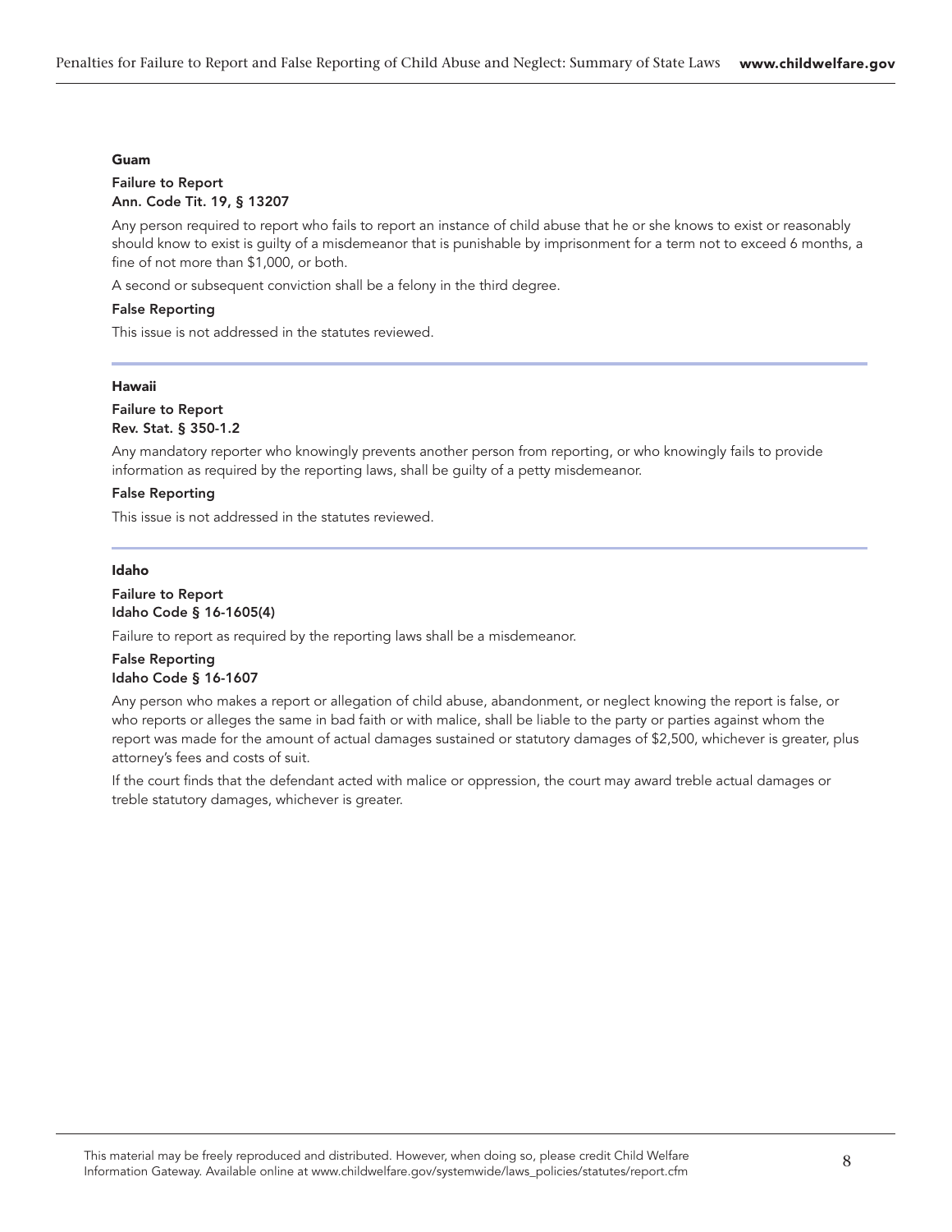## Guam

### Failure to Report
### Ann. Code Tit. 19, § 13207

Any person required to report who fails to report an instance of child abuse that he or she knows to exist or reasonably should know to exist is guilty of a misdemeanor that is punishable by imprisonment for a term not to exceed 6 months, a fine of not more than $1,000, or both.

A second or subsequent conviction shall be a felony in the third degree.

### False Reporting

This issue is not addressed in the statutes reviewed.

---

## Hawaii

### Failure to Report
### Rev. Stat. § 350-1.2

Any mandatory reporter who knowingly prevents another person from reporting, or who knowingly fails to provide information as required by the reporting laws, shall be guilty of a petty misdemeanor.

### False Reporting

This issue is not addressed in the statutes reviewed.

---

## Idaho

### Failure to Report
### Idaho Code § 16-1605(4)

Failure to report as required by the reporting laws shall be a misdemeanor.

### False Reporting
### Idaho Code § 16-1607

Any person who makes a report or allegation of child abuse, abandonment, or neglect knowing the report is false, or who reports or alleges the same in bad faith or with malice, shall be liable to the party or parties against whom the report was made for the amount of actual damages sustained or statutory damages of $2,500, whichever is greater, plus attorney's fees and costs of suit.

If the court finds that the defendant acted with malice or oppression, the court may award treble actual damages or treble statutory damages, whichever is greater.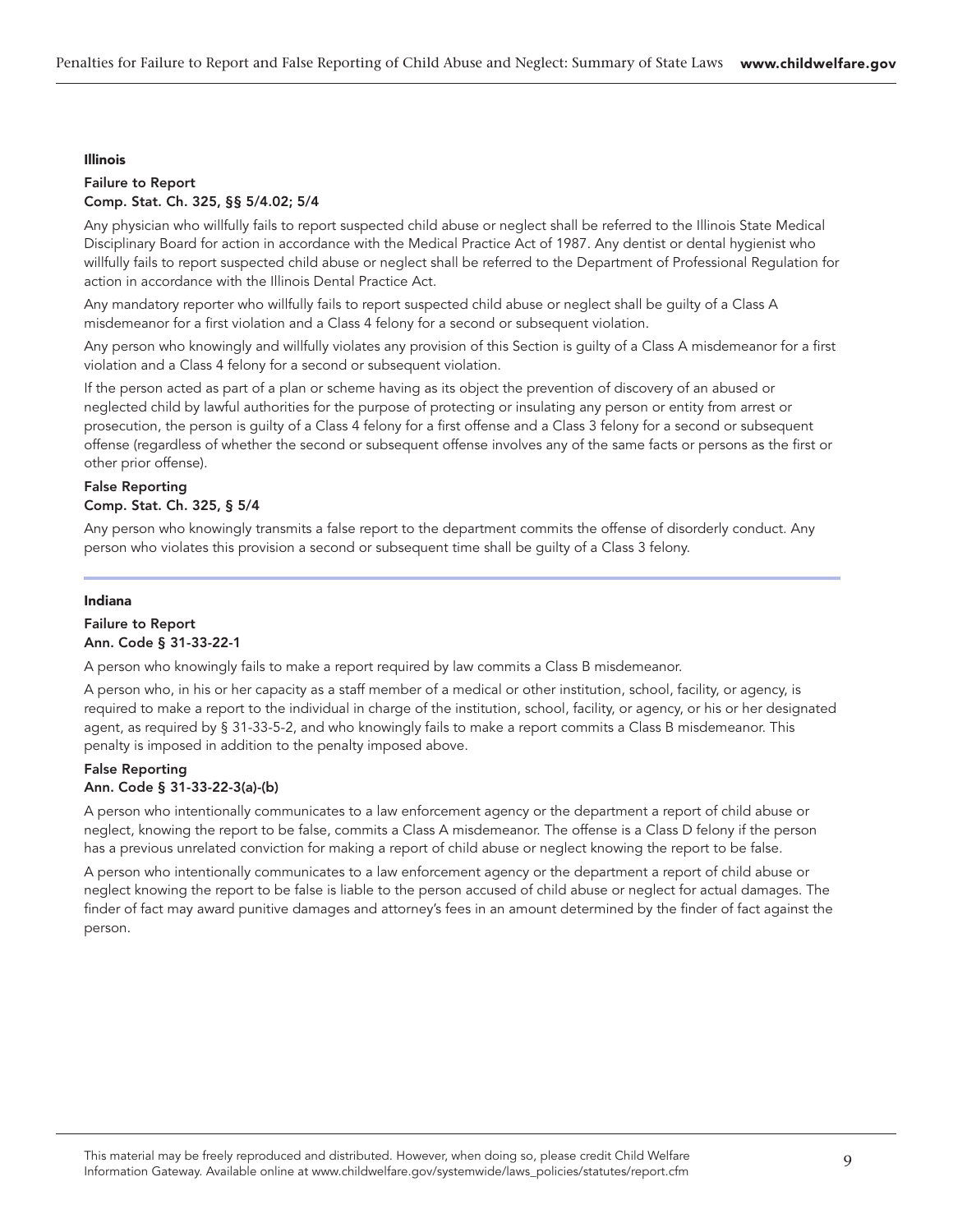## Illinois

### Failure to Report
**Comp. Stat. Ch. 325, §§ 5/4.02; 5/4**

Any physician who willfully fails to report suspected child abuse or neglect shall be referred to the Illinois State Medical Disciplinary Board for action in accordance with the Medical Practice Act of 1987. Any dentist or dental hygienist who willfully fails to report suspected child abuse or neglect shall be referred to the Department of Professional Regulation for action in accordance with the Illinois Dental Practice Act.

Any mandatory reporter who willfully fails to report suspected child abuse or neglect shall be guilty of a Class A misdemeanor for a first violation and a Class 4 felony for a second or subsequent violation.

Any person who knowingly and willfully violates any provision of this Section is guilty of a Class A misdemeanor for a first violation and a Class 4 felony for a second or subsequent violation.

If the person acted as part of a plan or scheme having as its object the prevention of discovery of an abused or neglected child by lawful authorities for the purpose of protecting or insulating any person or entity from arrest or prosecution, the person is guilty of a Class 4 felony for a first offense and a Class 3 felony for a second or subsequent offense (regardless of whether the second or subsequent offense involves any of the same facts or persons as the first or other prior offense).

### False Reporting
**Comp. Stat. Ch. 325, § 5/4**

Any person who knowingly transmits a false report to the department commits the offense of disorderly conduct. Any person who violates this provision a second or subsequent time shall be guilty of a Class 3 felony.

## Indiana

### Failure to Report
**Ann. Code § 31-33-22-1**

A person who knowingly fails to make a report required by law commits a Class B misdemeanor.

A person who, in his or her capacity as a staff member of a medical or other institution, school, facility, or agency, is required to make a report to the individual in charge of the institution, school, facility, or agency, or his or her designated agent, as required by § 31-33-5-2, and who knowingly fails to make a report commits a Class B misdemeanor. This penalty is imposed in addition to the penalty imposed above.

### False Reporting
**Ann. Code § 31-33-22-3(a)-(b)**

A person who intentionally communicates to a law enforcement agency or the department a report of child abuse or neglect, knowing the report to be false, commits a Class A misdemeanor. The offense is a Class D felony if the person has a previous unrelated conviction for making a report of child abuse or neglect knowing the report to be false.

A person who intentionally communicates to a law enforcement agency or the department a report of child abuse or neglect knowing the report to be false is liable to the person accused of child abuse or neglect for actual damages. The finder of fact may award punitive damages and attorney's fees in an amount determined by the finder of fact against the person.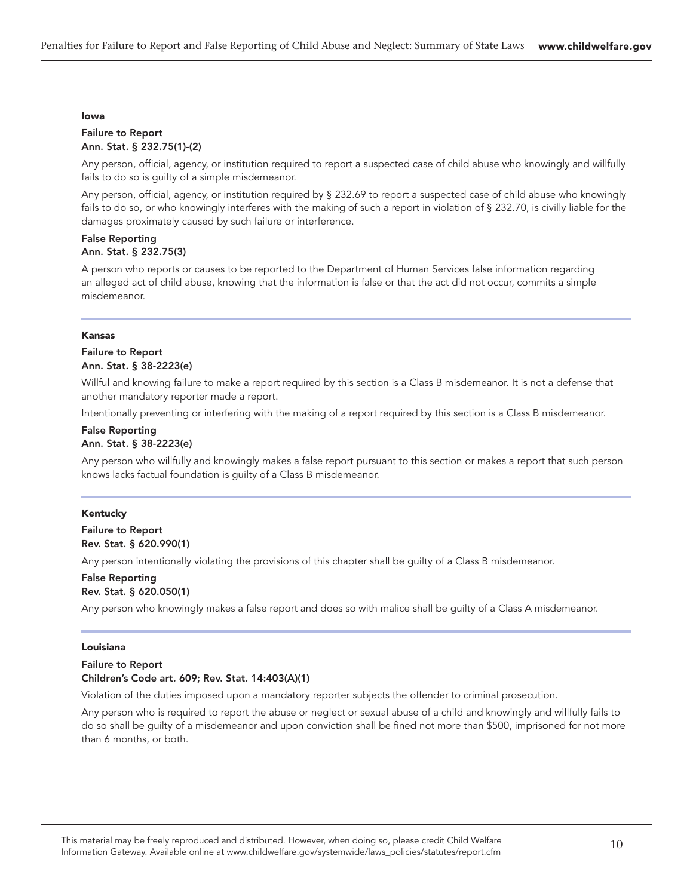### Iowa

**Failure to Report**
**Ann. Stat. § 232.75(1)-(2)**

Any person, official, agency, or institution required to report a suspected case of child abuse who knowingly and willfully fails to do so is guilty of a simple misdemeanor.

Any person, official, agency, or institution required by § 232.69 to report a suspected case of child abuse who knowingly fails to do so, or who knowingly interferes with the making of such a report in violation of § 232.70, is civilly liable for the damages proximately caused by such failure or interference.

**False Reporting**
**Ann. Stat. § 232.75(3)**

A person who reports or causes to be reported to the Department of Human Services false information regarding an alleged act of child abuse, knowing that the information is false or that the act did not occur, commits a simple misdemeanor.

---

### Kansas

**Failure to Report**
**Ann. Stat. § 38-2223(e)**

Willful and knowing failure to make a report required by this section is a Class B misdemeanor. It is not a defense that another mandatory reporter made a report.

Intentionally preventing or interfering with the making of a report required by this section is a Class B misdemeanor.

**False Reporting**
**Ann. Stat. § 38-2223(e)**

Any person who willfully and knowingly makes a false report pursuant to this section or makes a report that such person knows lacks factual foundation is guilty of a Class B misdemeanor.

---

### Kentucky

**Failure to Report**
**Rev. Stat. § 620.990(1)**

Any person intentionally violating the provisions of this chapter shall be guilty of a Class B misdemeanor.

**False Reporting**
**Rev. Stat. § 620.050(1)**

Any person who knowingly makes a false report and does so with malice shall be guilty of a Class A misdemeanor.

---

### Louisiana

**Failure to Report**
**Children's Code art. 609; Rev. Stat. 14:403(A)(1)**

Violation of the duties imposed upon a mandatory reporter subjects the offender to criminal prosecution.

Any person who is required to report the abuse or neglect or sexual abuse of a child and knowingly and willfully fails to do so shall be guilty of a misdemeanor and upon conviction shall be fined not more than $500, imprisoned for not more than 6 months, or both.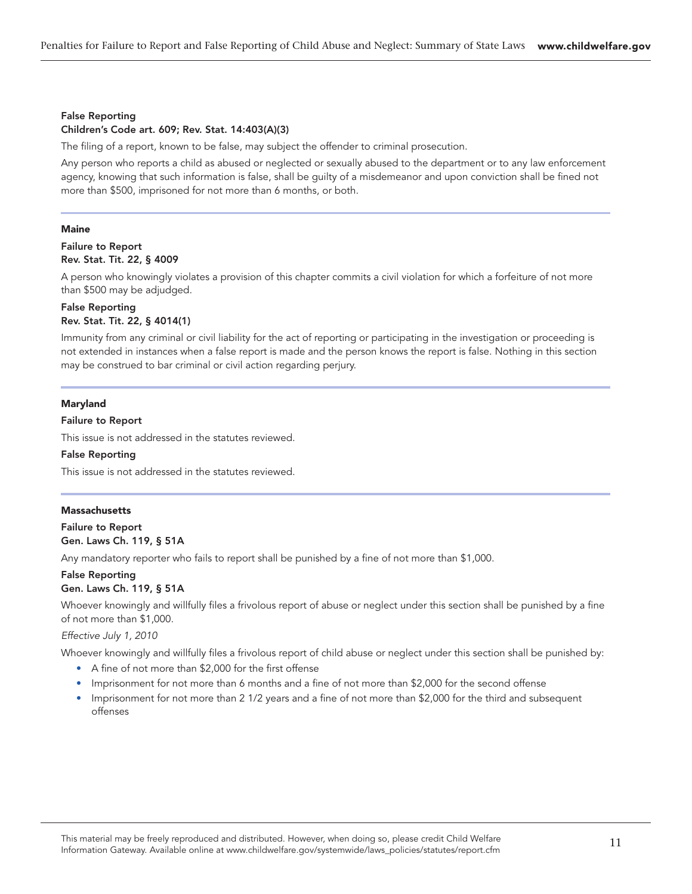**False Reporting**
**Children's Code art. 609; Rev. Stat. 14:403(A)(3)**

The filing of a report, known to be false, may subject the offender to criminal prosecution.

Any person who reports a child as abused or neglected or sexually abused to the department or to any law enforcement agency, knowing that such information is false, shall be guilty of a misdemeanor and upon conviction shall be fined not more than $500, imprisoned for not more than 6 months, or both.

---

### Maine

**Failure to Report**
**Rev. Stat. Tit. 22, § 4009**

A person who knowingly violates a provision of this chapter commits a civil violation for which a forfeiture of not more than $500 may be adjudged.

**False Reporting**
**Rev. Stat. Tit. 22, § 4014(1)**

Immunity from any criminal or civil liability for the act of reporting or participating in the investigation or proceeding is not extended in instances when a false report is made and the person knows the report is false. Nothing in this section may be construed to bar criminal or civil action regarding perjury.

---

### Maryland

**Failure to Report**

This issue is not addressed in the statutes reviewed.

**False Reporting**

This issue is not addressed in the statutes reviewed.

---

### Massachusetts

**Failure to Report**
**Gen. Laws Ch. 119, § 51A**

Any mandatory reporter who fails to report shall be punished by a fine of not more than $1,000.

**False Reporting**
**Gen. Laws Ch. 119, § 51A**

Whoever knowingly and willfully files a frivolous report of abuse or neglect under this section shall be punished by a fine of not more than $1,000.

*Effective July 1, 2010*

Whoever knowingly and willfully files a frivolous report of child abuse or neglect under this section shall be punished by:

- A fine of not more than $2,000 for the first offense
- Imprisonment for not more than 6 months and a fine of not more than $2,000 for the second offense
- Imprisonment for not more than 2 1/2 years and a fine of not more than $2,000 for the third and subsequent offenses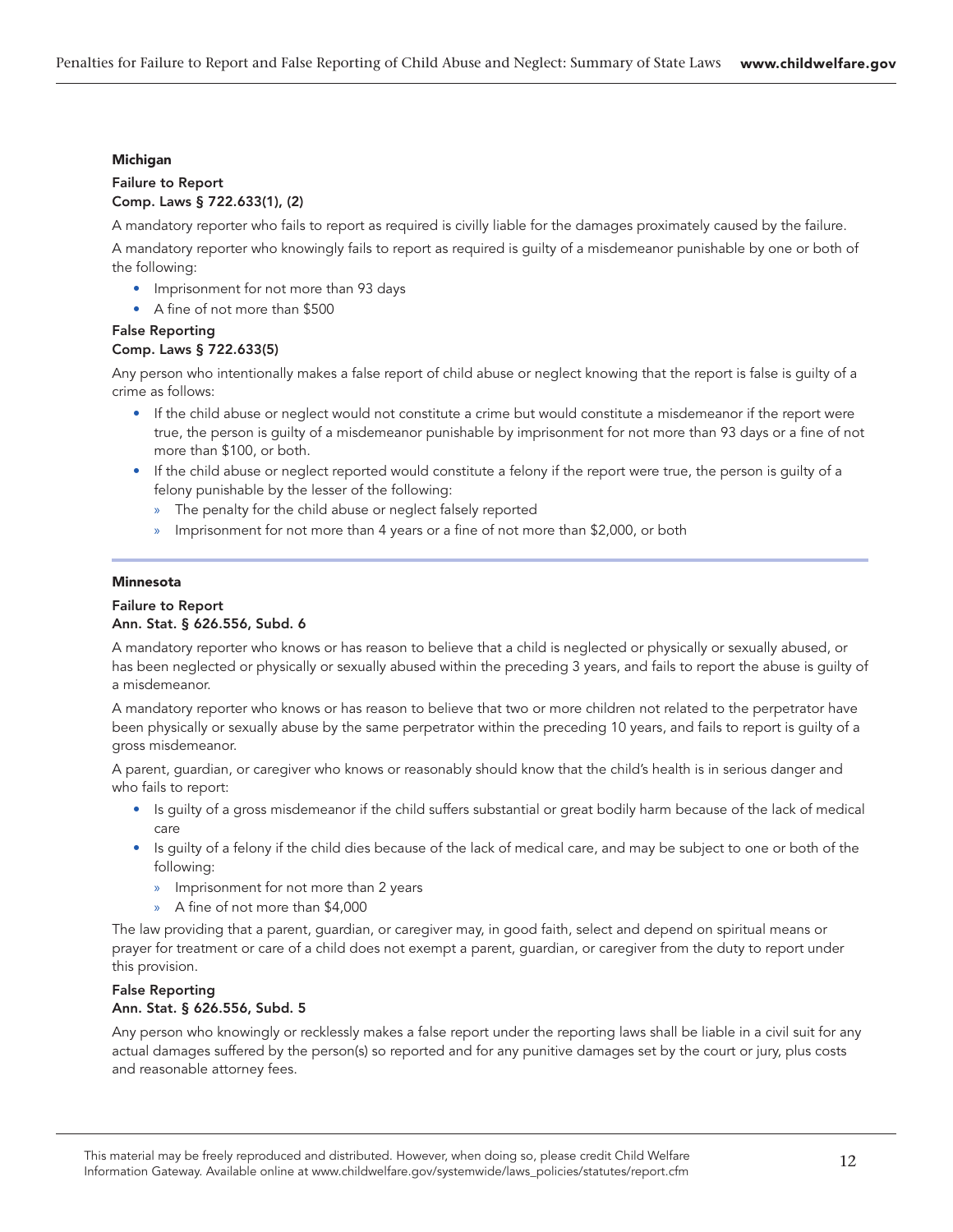### Michigan

#### Failure to Report
**Comp. Laws § 722.633(1), (2)**

A mandatory reporter who fails to report as required is civilly liable for the damages proximately caused by the failure.

A mandatory reporter who knowingly fails to report as required is guilty of a misdemeanor punishable by one or both of the following:

- Imprisonment for not more than 93 days
- A fine of not more than $500

#### False Reporting
**Comp. Laws § 722.633(5)**

Any person who intentionally makes a false report of child abuse or neglect knowing that the report is false is guilty of a crime as follows:

- If the child abuse or neglect would not constitute a crime but would constitute a misdemeanor if the report were true, the person is guilty of a misdemeanor punishable by imprisonment for not more than 93 days or a fine of not more than $100, or both.
- If the child abuse or neglect reported would constitute a felony if the report were true, the person is guilty of a felony punishable by the lesser of the following:
  - The penalty for the child abuse or neglect falsely reported
  - Imprisonment for not more than 4 years or a fine of not more than $2,000, or both

---

### Minnesota

#### Failure to Report
**Ann. Stat. § 626.556, Subd. 6**

A mandatory reporter who knows or has reason to believe that a child is neglected or physically or sexually abused, or has been neglected or physically or sexually abused within the preceding 3 years, and fails to report the abuse is guilty of a misdemeanor.

A mandatory reporter who knows or has reason to believe that two or more children not related to the perpetrator have been physically or sexually abuse by the same perpetrator within the preceding 10 years, and fails to report is guilty of a gross misdemeanor.

A parent, guardian, or caregiver who knows or reasonably should know that the child's health is in serious danger and who fails to report:

- Is guilty of a gross misdemeanor if the child suffers substantial or great bodily harm because of the lack of medical care
- Is guilty of a felony if the child dies because of the lack of medical care, and may be subject to one or both of the following:
  - Imprisonment for not more than 2 years
  - A fine of not more than $4,000

The law providing that a parent, guardian, or caregiver may, in good faith, select and depend on spiritual means or prayer for treatment or care of a child does not exempt a parent, guardian, or caregiver from the duty to report under this provision.

#### False Reporting
**Ann. Stat. § 626.556, Subd. 5**

Any person who knowingly or recklessly makes a false report under the reporting laws shall be liable in a civil suit for any actual damages suffered by the person(s) so reported and for any punitive damages set by the court or jury, plus costs and reasonable attorney fees.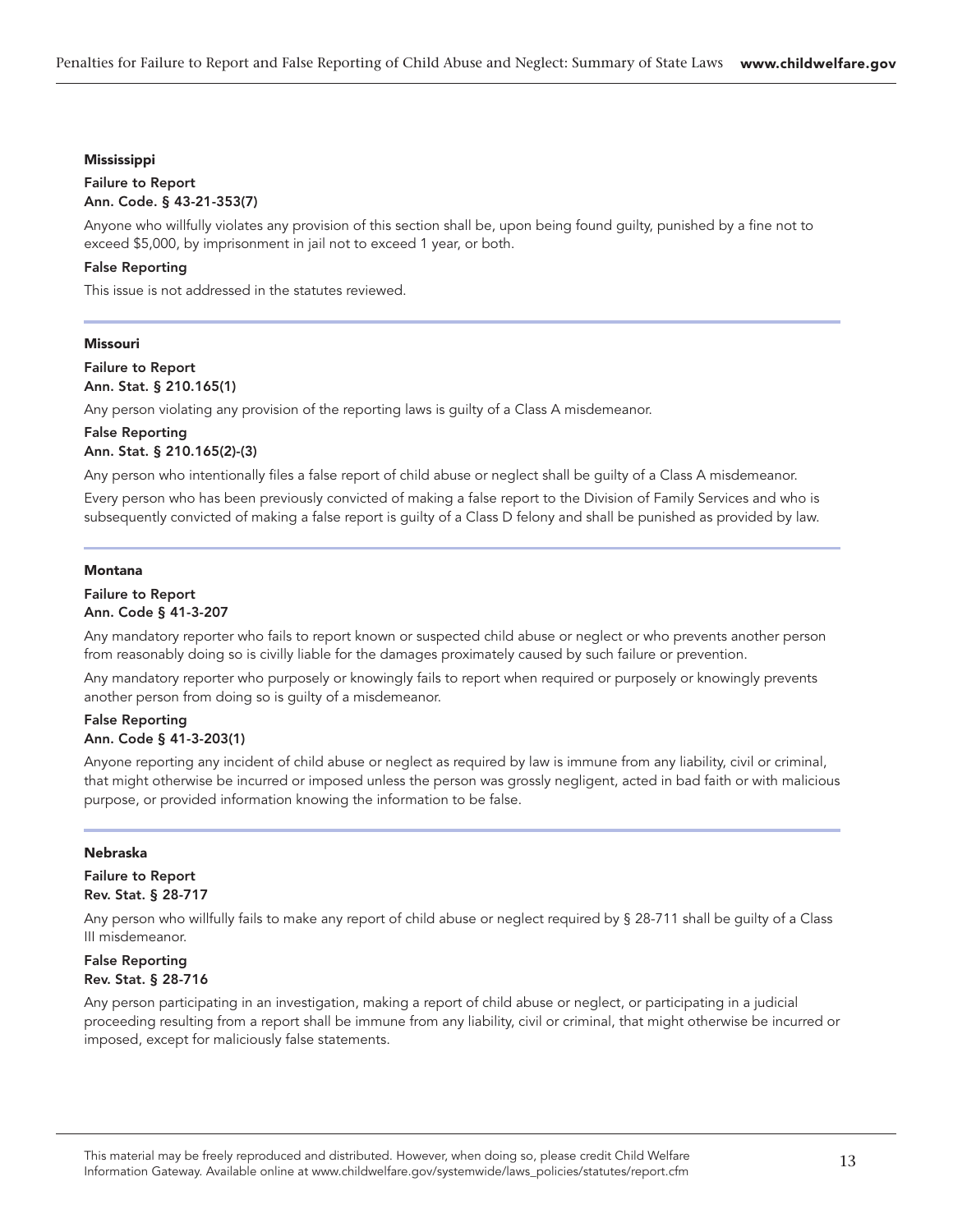### Mississippi

**Failure to Report**
**Ann. Code. § 43-21-353(7)**

Anyone who willfully violates any provision of this section shall be, upon being found guilty, punished by a fine not to exceed $5,000, by imprisonment in jail not to exceed 1 year, or both.

**False Reporting**

This issue is not addressed in the statutes reviewed.

### Missouri

**Failure to Report**
**Ann. Stat. § 210.165(1)**

Any person violating any provision of the reporting laws is guilty of a Class A misdemeanor.

**False Reporting**
**Ann. Stat. § 210.165(2)-(3)**

Any person who intentionally files a false report of child abuse or neglect shall be guilty of a Class A misdemeanor.

Every person who has been previously convicted of making a false report to the Division of Family Services and who is subsequently convicted of making a false report is guilty of a Class D felony and shall be punished as provided by law.

### Montana

**Failure to Report**
**Ann. Code § 41-3-207**

Any mandatory reporter who fails to report known or suspected child abuse or neglect or who prevents another person from reasonably doing so is civilly liable for the damages proximately caused by such failure or prevention.

Any mandatory reporter who purposely or knowingly fails to report when required or purposely or knowingly prevents another person from doing so is guilty of a misdemeanor.

**False Reporting**
**Ann. Code § 41-3-203(1)**

Anyone reporting any incident of child abuse or neglect as required by law is immune from any liability, civil or criminal, that might otherwise be incurred or imposed unless the person was grossly negligent, acted in bad faith or with malicious purpose, or provided information knowing the information to be false.

### Nebraska

**Failure to Report**
**Rev. Stat. § 28-717**

Any person who willfully fails to make any report of child abuse or neglect required by § 28-711 shall be guilty of a Class III misdemeanor.

**False Reporting**
**Rev. Stat. § 28-716**

Any person participating in an investigation, making a report of child abuse or neglect, or participating in a judicial proceeding resulting from a report shall be immune from any liability, civil or criminal, that might otherwise be incurred or imposed, except for maliciously false statements.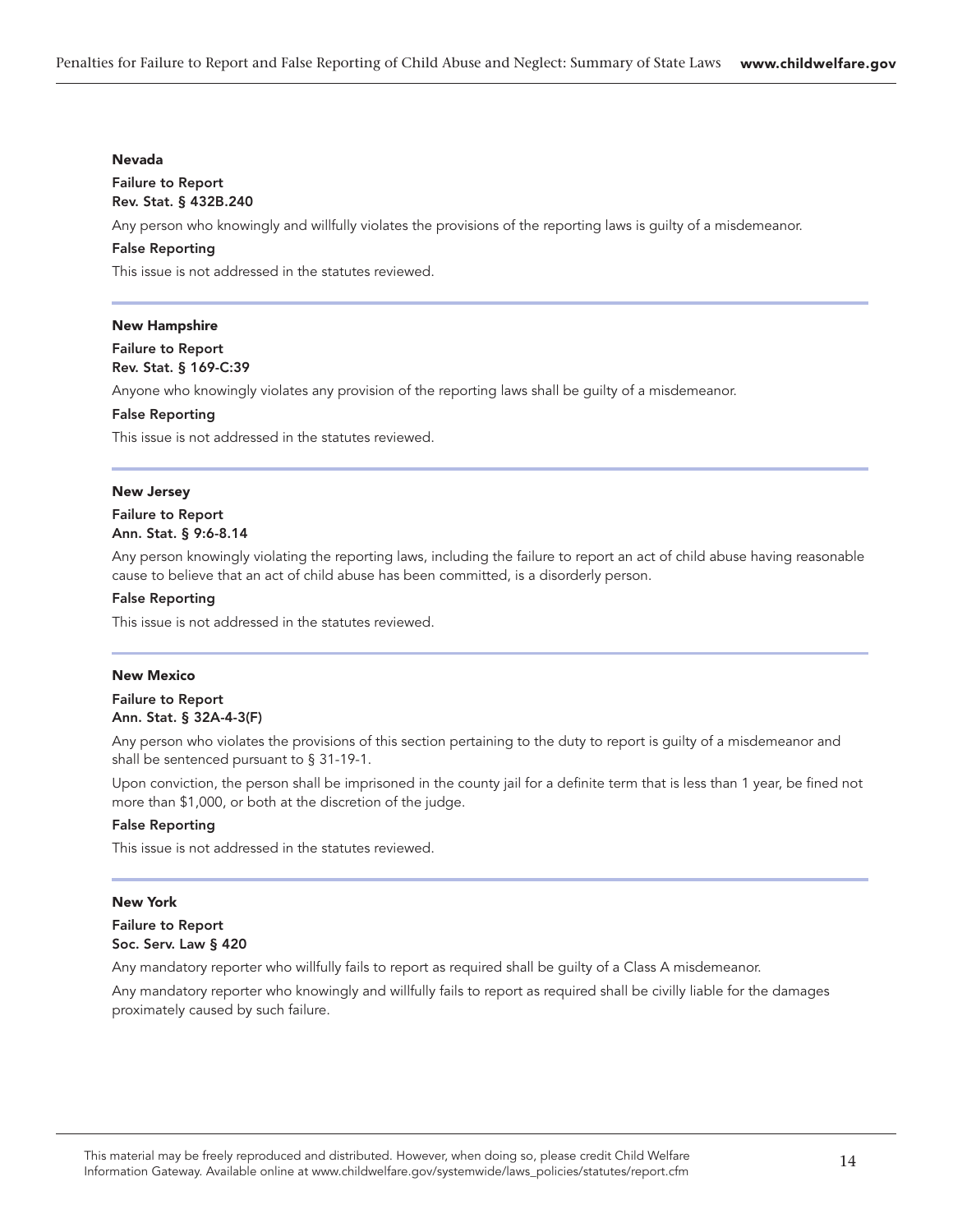### Nevada

**Failure to Report**
**Rev. Stat. § 432B.240**

Any person who knowingly and willfully violates the provisions of the reporting laws is guilty of a misdemeanor.

**False Reporting**

This issue is not addressed in the statutes reviewed.

---

### New Hampshire

**Failure to Report**
**Rev. Stat. § 169-C:39**

Anyone who knowingly violates any provision of the reporting laws shall be guilty of a misdemeanor.

**False Reporting**

This issue is not addressed in the statutes reviewed.

---

### New Jersey

**Failure to Report**
**Ann. Stat. § 9:6-8.14**

Any person knowingly violating the reporting laws, including the failure to report an act of child abuse having reasonable cause to believe that an act of child abuse has been committed, is a disorderly person.

**False Reporting**

This issue is not addressed in the statutes reviewed.

---

### New Mexico

**Failure to Report**
**Ann. Stat. § 32A-4-3(F)**

Any person who violates the provisions of this section pertaining to the duty to report is guilty of a misdemeanor and shall be sentenced pursuant to § 31-19-1.

Upon conviction, the person shall be imprisoned in the county jail for a definite term that is less than 1 year, be fined not more than $1,000, or both at the discretion of the judge.

**False Reporting**

This issue is not addressed in the statutes reviewed.

---

### New York

**Failure to Report**
**Soc. Serv. Law § 420**

Any mandatory reporter who willfully fails to report as required shall be guilty of a Class A misdemeanor.

Any mandatory reporter who knowingly and willfully fails to report as required shall be civilly liable for the damages proximately caused by such failure.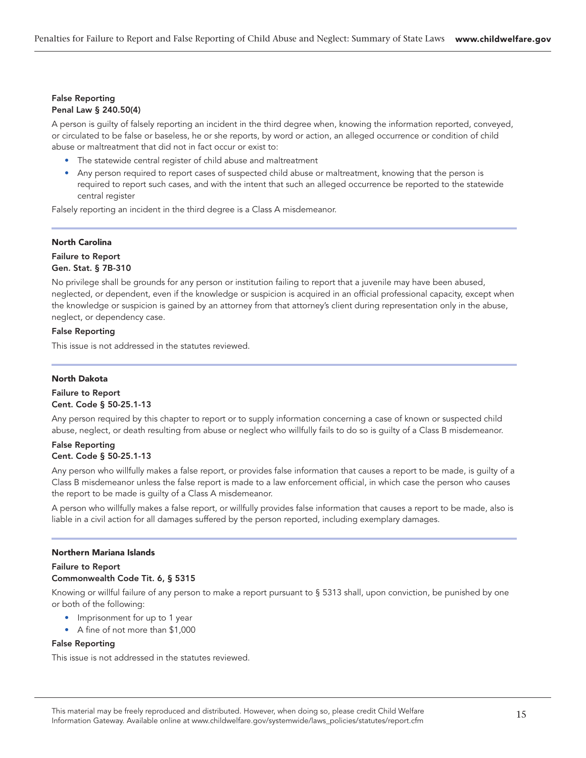**False Reporting**
**Penal Law § 240.50(4)**

A person is guilty of falsely reporting an incident in the third degree when, knowing the information reported, conveyed, or circulated to be false or baseless, he or she reports, by word or action, an alleged occurrence or condition of child abuse or maltreatment that did not in fact occur or exist to:

- The statewide central register of child abuse and maltreatment
- Any person required to report cases of suspected child abuse or maltreatment, knowing that the person is required to report such cases, and with the intent that such an alleged occurrence be reported to the statewide central register

Falsely reporting an incident in the third degree is a Class A misdemeanor.

---

## North Carolina

**Failure to Report**
**Gen. Stat. § 7B-310**

No privilege shall be grounds for any person or institution failing to report that a juvenile may have been abused, neglected, or dependent, even if the knowledge or suspicion is acquired in an official professional capacity, except when the knowledge or suspicion is gained by an attorney from that attorney's client during representation only in the abuse, neglect, or dependency case.

**False Reporting**

This issue is not addressed in the statutes reviewed.

---

## North Dakota

**Failure to Report**
**Cent. Code § 50-25.1-13**

Any person required by this chapter to report or to supply information concerning a case of known or suspected child abuse, neglect, or death resulting from abuse or neglect who willfully fails to do so is guilty of a Class B misdemeanor.

**False Reporting**
**Cent. Code § 50-25.1-13**

Any person who willfully makes a false report, or provides false information that causes a report to be made, is guilty of a Class B misdemeanor unless the false report is made to a law enforcement official, in which case the person who causes the report to be made is guilty of a Class A misdemeanor.

A person who willfully makes a false report, or willfully provides false information that causes a report to be made, also is liable in a civil action for all damages suffered by the person reported, including exemplary damages.

---

## Northern Mariana Islands

**Failure to Report**
**Commonwealth Code Tit. 6, § 5315**

Knowing or willful failure of any person to make a report pursuant to § 5313 shall, upon conviction, be punished by one or both of the following:

- Imprisonment for up to 1 year
- A fine of not more than $1,000

**False Reporting**

This issue is not addressed in the statutes reviewed.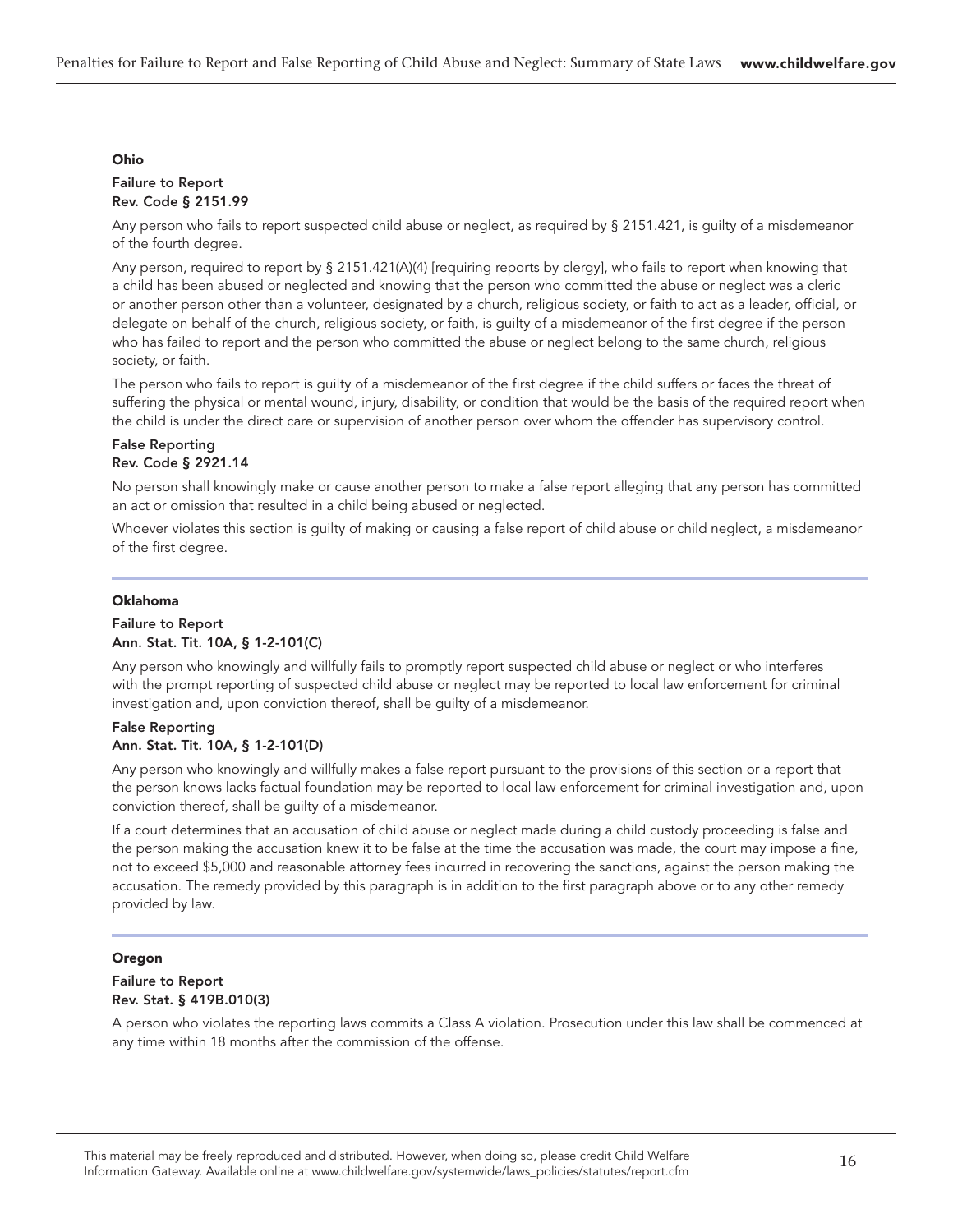### Ohio

**Failure to Report**
**Rev. Code § 2151.99**

Any person who fails to report suspected child abuse or neglect, as required by § 2151.421, is guilty of a misdemeanor of the fourth degree.

Any person, required to report by § 2151.421(A)(4) [requiring reports by clergy], who fails to report when knowing that a child has been abused or neglected and knowing that the person who committed the abuse or neglect was a cleric or another person other than a volunteer, designated by a church, religious society, or faith to act as a leader, official, or delegate on behalf of the church, religious society, or faith, is guilty of a misdemeanor of the first degree if the person who has failed to report and the person who committed the abuse or neglect belong to the same church, religious society, or faith.

The person who fails to report is guilty of a misdemeanor of the first degree if the child suffers or faces the threat of suffering the physical or mental wound, injury, disability, or condition that would be the basis of the required report when the child is under the direct care or supervision of another person over whom the offender has supervisory control.

**False Reporting**
**Rev. Code § 2921.14**

No person shall knowingly make or cause another person to make a false report alleging that any person has committed an act or omission that resulted in a child being abused or neglected.

Whoever violates this section is guilty of making or causing a false report of child abuse or child neglect, a misdemeanor of the first degree.

---

### Oklahoma

**Failure to Report**
**Ann. Stat. Tit. 10A, § 1-2-101(C)**

Any person who knowingly and willfully fails to promptly report suspected child abuse or neglect or who interferes with the prompt reporting of suspected child abuse or neglect may be reported to local law enforcement for criminal investigation and, upon conviction thereof, shall be guilty of a misdemeanor.

**False Reporting**
**Ann. Stat. Tit. 10A, § 1-2-101(D)**

Any person who knowingly and willfully makes a false report pursuant to the provisions of this section or a report that the person knows lacks factual foundation may be reported to local law enforcement for criminal investigation and, upon conviction thereof, shall be guilty of a misdemeanor.

If a court determines that an accusation of child abuse or neglect made during a child custody proceeding is false and the person making the accusation knew it to be false at the time the accusation was made, the court may impose a fine, not to exceed $5,000 and reasonable attorney fees incurred in recovering the sanctions, against the person making the accusation. The remedy provided by this paragraph is in addition to the first paragraph above or to any other remedy provided by law.

---

### Oregon

**Failure to Report**
**Rev. Stat. § 419B.010(3)**

A person who violates the reporting laws commits a Class A violation. Prosecution under this law shall be commenced at any time within 18 months after the commission of the offense.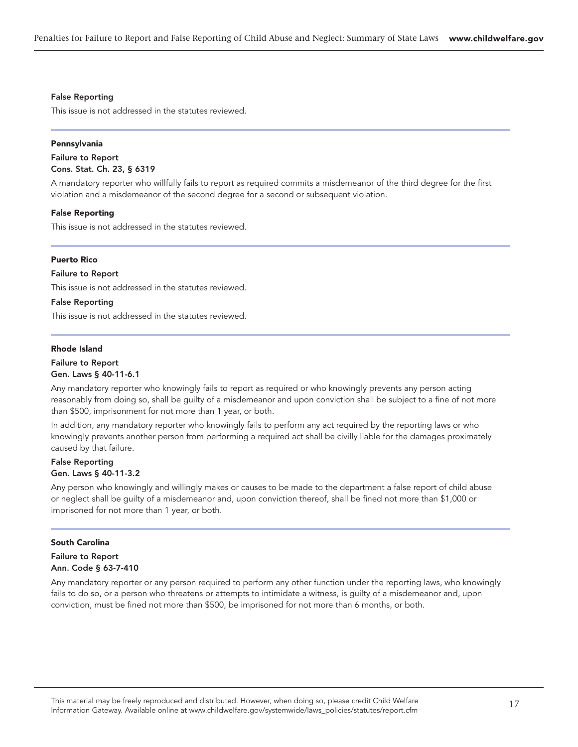**False Reporting**

This issue is not addressed in the statutes reviewed.

## Pennsylvania

**Failure to Report**
**Cons. Stat. Ch. 23, § 6319**

A mandatory reporter who willfully fails to report as required commits a misdemeanor of the third degree for the first violation and a misdemeanor of the second degree for a second or subsequent violation.

**False Reporting**

This issue is not addressed in the statutes reviewed.

## Puerto Rico

**Failure to Report**

This issue is not addressed in the statutes reviewed.

**False Reporting**

This issue is not addressed in the statutes reviewed.

## Rhode Island

**Failure to Report**
**Gen. Laws § 40-11-6.1**

Any mandatory reporter who knowingly fails to report as required or who knowingly prevents any person acting reasonably from doing so, shall be guilty of a misdemeanor and upon conviction shall be subject to a fine of not more than $500, imprisonment for not more than 1 year, or both.

In addition, any mandatory reporter who knowingly fails to perform any act required by the reporting laws or who knowingly prevents another person from performing a required act shall be civilly liable for the damages proximately caused by that failure.

**False Reporting**
**Gen. Laws § 40-11-3.2**

Any person who knowingly and willingly makes or causes to be made to the department a false report of child abuse or neglect shall be guilty of a misdemeanor and, upon conviction thereof, shall be fined not more than $1,000 or imprisoned for not more than 1 year, or both.

## South Carolina

**Failure to Report**
**Ann. Code § 63-7-410**

Any mandatory reporter or any person required to perform any other function under the reporting laws, who knowingly fails to do so, or a person who threatens or attempts to intimidate a witness, is guilty of a misdemeanor and, upon conviction, must be fined not more than $500, be imprisoned for not more than 6 months, or both.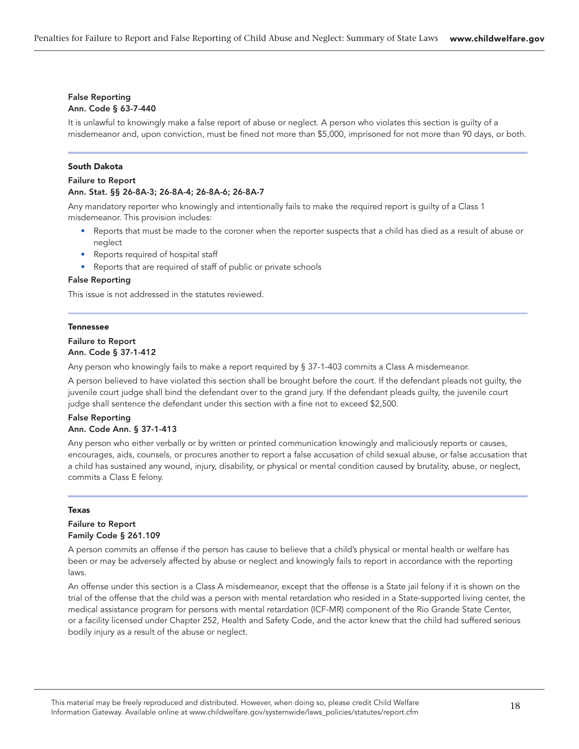#### False Reporting
#### Ann. Code § 63-7-440

It is unlawful to knowingly make a false report of abuse or neglect. A person who violates this section is guilty of a misdemeanor and, upon conviction, must be fined not more than $5,000, imprisoned for not more than 90 days, or both.

---

### South Dakota

#### Failure to Report
#### Ann. Stat. §§ 26-8A-3; 26-8A-4; 26-8A-6; 26-8A-7

Any mandatory reporter who knowingly and intentionally fails to make the required report is guilty of a Class 1 misdemeanor. This provision includes:

- Reports that must be made to the coroner when the reporter suspects that a child has died as a result of abuse or neglect
- Reports required of hospital staff
- Reports that are required of staff of public or private schools

#### False Reporting

This issue is not addressed in the statutes reviewed.

---

### Tennessee

#### Failure to Report
#### Ann. Code § 37-1-412

Any person who knowingly fails to make a report required by § 37-1-403 commits a Class A misdemeanor.

A person believed to have violated this section shall be brought before the court. If the defendant pleads not guilty, the juvenile court judge shall bind the defendant over to the grand jury. If the defendant pleads guilty, the juvenile court judge shall sentence the defendant under this section with a fine not to exceed $2,500.

#### False Reporting
#### Ann. Code Ann. § 37-1-413

Any person who either verbally or by written or printed communication knowingly and maliciously reports or causes, encourages, aids, counsels, or procures another to report a false accusation of child sexual abuse, or false accusation that a child has sustained any wound, injury, disability, or physical or mental condition caused by brutality, abuse, or neglect, commits a Class E felony.

---

### Texas

#### Failure to Report
#### Family Code § 261.109

A person commits an offense if the person has cause to believe that a child's physical or mental health or welfare has been or may be adversely affected by abuse or neglect and knowingly fails to report in accordance with the reporting laws.

An offense under this section is a Class A misdemeanor, except that the offense is a State jail felony if it is shown on the trial of the offense that the child was a person with mental retardation who resided in a State-supported living center, the medical assistance program for persons with mental retardation (ICF-MR) component of the Rio Grande State Center, or a facility licensed under Chapter 252, Health and Safety Code, and the actor knew that the child had suffered serious bodily injury as a result of the abuse or neglect.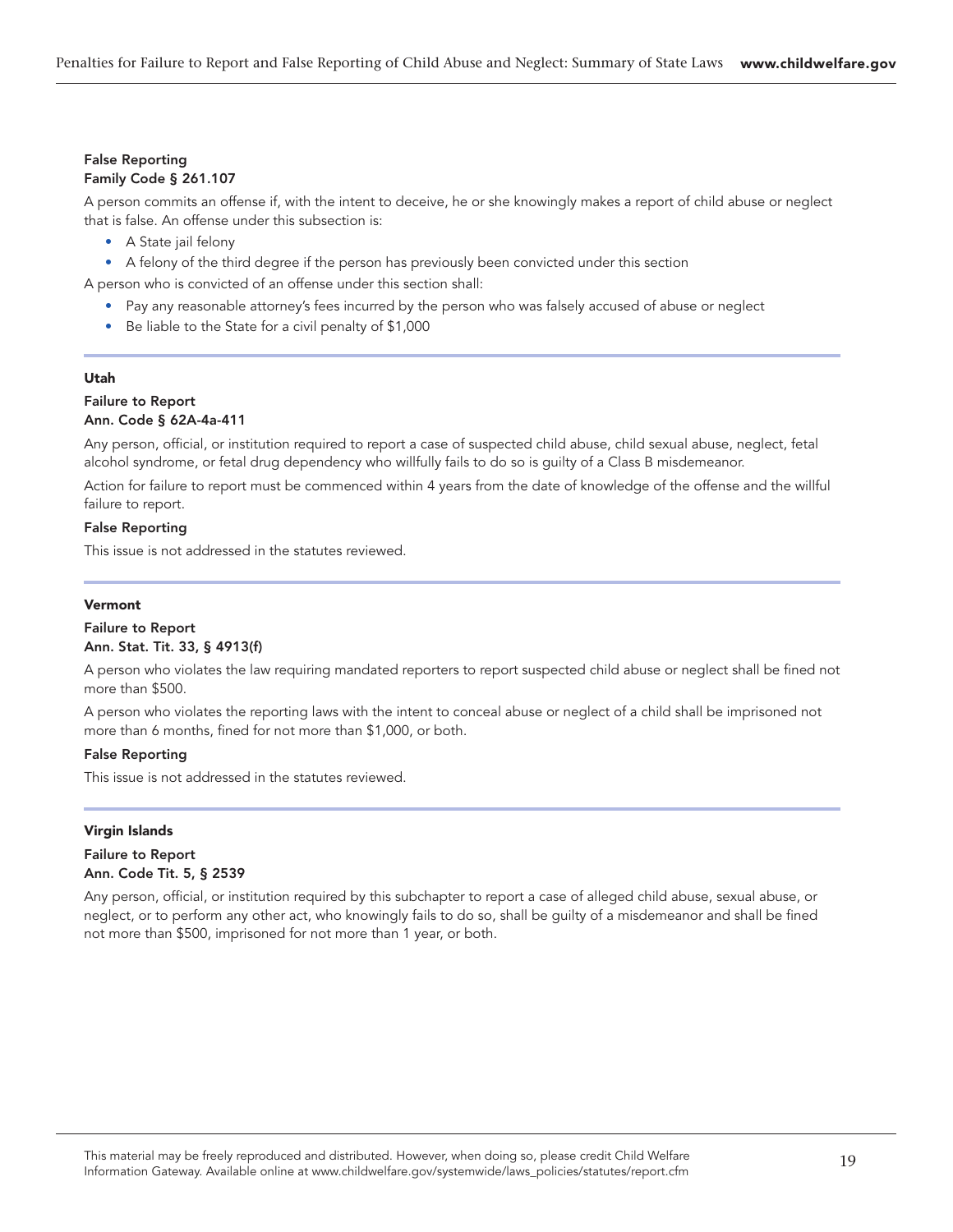**False Reporting**
**Family Code § 261.107**

A person commits an offense if, with the intent to deceive, he or she knowingly makes a report of child abuse or neglect that is false. An offense under this subsection is:

- A State jail felony
- A felony of the third degree if the person has previously been convicted under this section

A person who is convicted of an offense under this section shall:

- Pay any reasonable attorney's fees incurred by the person who was falsely accused of abuse or neglect
- Be liable to the State for a civil penalty of $1,000

---

### Utah

**Failure to Report**
**Ann. Code § 62A-4a-411**

Any person, official, or institution required to report a case of suspected child abuse, child sexual abuse, neglect, fetal alcohol syndrome, or fetal drug dependency who willfully fails to do so is guilty of a Class B misdemeanor.

Action for failure to report must be commenced within 4 years from the date of knowledge of the offense and the willful failure to report.

**False Reporting**

This issue is not addressed in the statutes reviewed.

---

### Vermont

**Failure to Report**
**Ann. Stat. Tit. 33, § 4913(f)**

A person who violates the law requiring mandated reporters to report suspected child abuse or neglect shall be fined not more than $500.

A person who violates the reporting laws with the intent to conceal abuse or neglect of a child shall be imprisoned not more than 6 months, fined for not more than $1,000, or both.

**False Reporting**

This issue is not addressed in the statutes reviewed.

---

### Virgin Islands

**Failure to Report**
**Ann. Code Tit. 5, § 2539**

Any person, official, or institution required by this subchapter to report a case of alleged child abuse, sexual abuse, or neglect, or to perform any other act, who knowingly fails to do so, shall be guilty of a misdemeanor and shall be fined not more than $500, imprisoned for not more than 1 year, or both.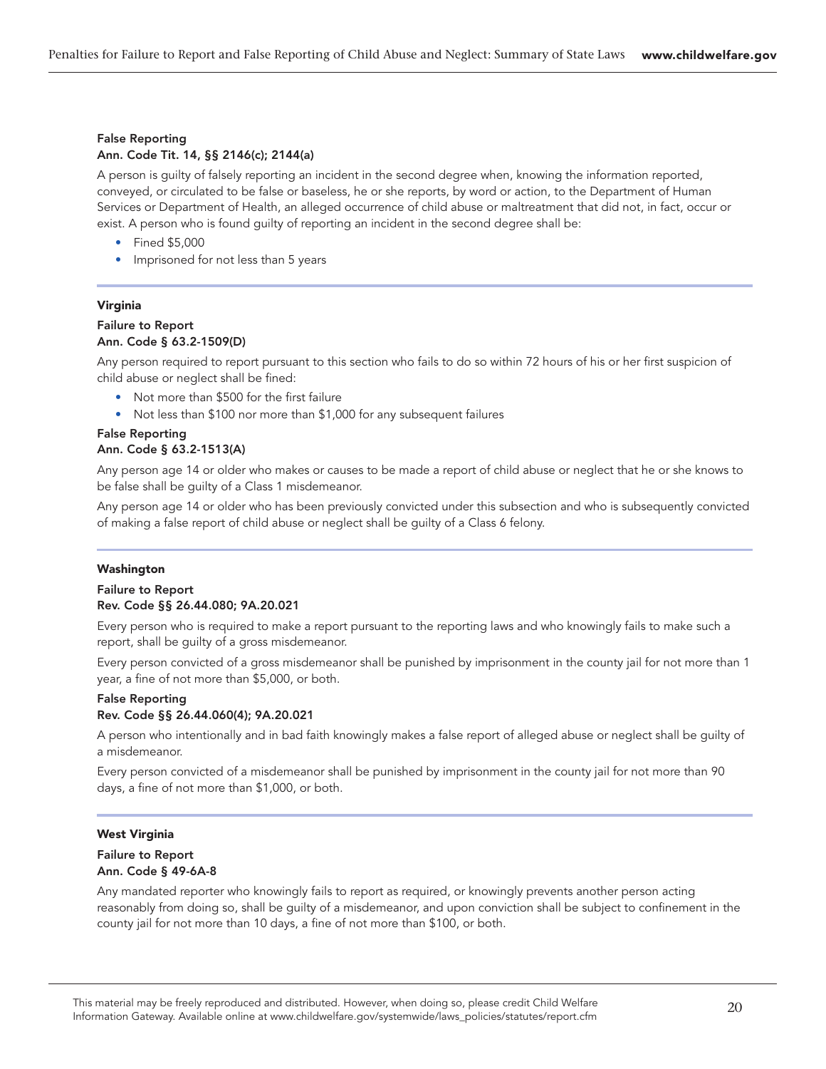**False Reporting**
**Ann. Code Tit. 14, §§ 2146(c); 2144(a)**

A person is guilty of falsely reporting an incident in the second degree when, knowing the information reported, conveyed, or circulated to be false or baseless, he or she reports, by word or action, to the Department of Human Services or Department of Health, an alleged occurrence of child abuse or maltreatment that did not, in fact, occur or exist. A person who is found guilty of reporting an incident in the second degree shall be:

- Fined $5,000
- Imprisoned for not less than 5 years

## Virginia

**Failure to Report**
**Ann. Code § 63.2-1509(D)**

Any person required to report pursuant to this section who fails to do so within 72 hours of his or her first suspicion of child abuse or neglect shall be fined:

- Not more than $500 for the first failure
- Not less than $100 nor more than $1,000 for any subsequent failures

**False Reporting**
**Ann. Code § 63.2-1513(A)**

Any person age 14 or older who makes or causes to be made a report of child abuse or neglect that he or she knows to be false shall be guilty of a Class 1 misdemeanor.

Any person age 14 or older who has been previously convicted under this subsection and who is subsequently convicted of making a false report of child abuse or neglect shall be guilty of a Class 6 felony.

## Washington

**Failure to Report**
**Rev. Code §§ 26.44.080; 9A.20.021**

Every person who is required to make a report pursuant to the reporting laws and who knowingly fails to make such a report, shall be guilty of a gross misdemeanor.

Every person convicted of a gross misdemeanor shall be punished by imprisonment in the county jail for not more than 1 year, a fine of not more than $5,000, or both.

**False Reporting**
**Rev. Code §§ 26.44.060(4); 9A.20.021**

A person who intentionally and in bad faith knowingly makes a false report of alleged abuse or neglect shall be guilty of a misdemeanor.

Every person convicted of a misdemeanor shall be punished by imprisonment in the county jail for not more than 90 days, a fine of not more than $1,000, or both.

## West Virginia

**Failure to Report**
**Ann. Code § 49-6A-8**

Any mandated reporter who knowingly fails to report as required, or knowingly prevents another person acting reasonably from doing so, shall be guilty of a misdemeanor, and upon conviction shall be subject to confinement in the county jail for not more than 10 days, a fine of not more than $100, or both.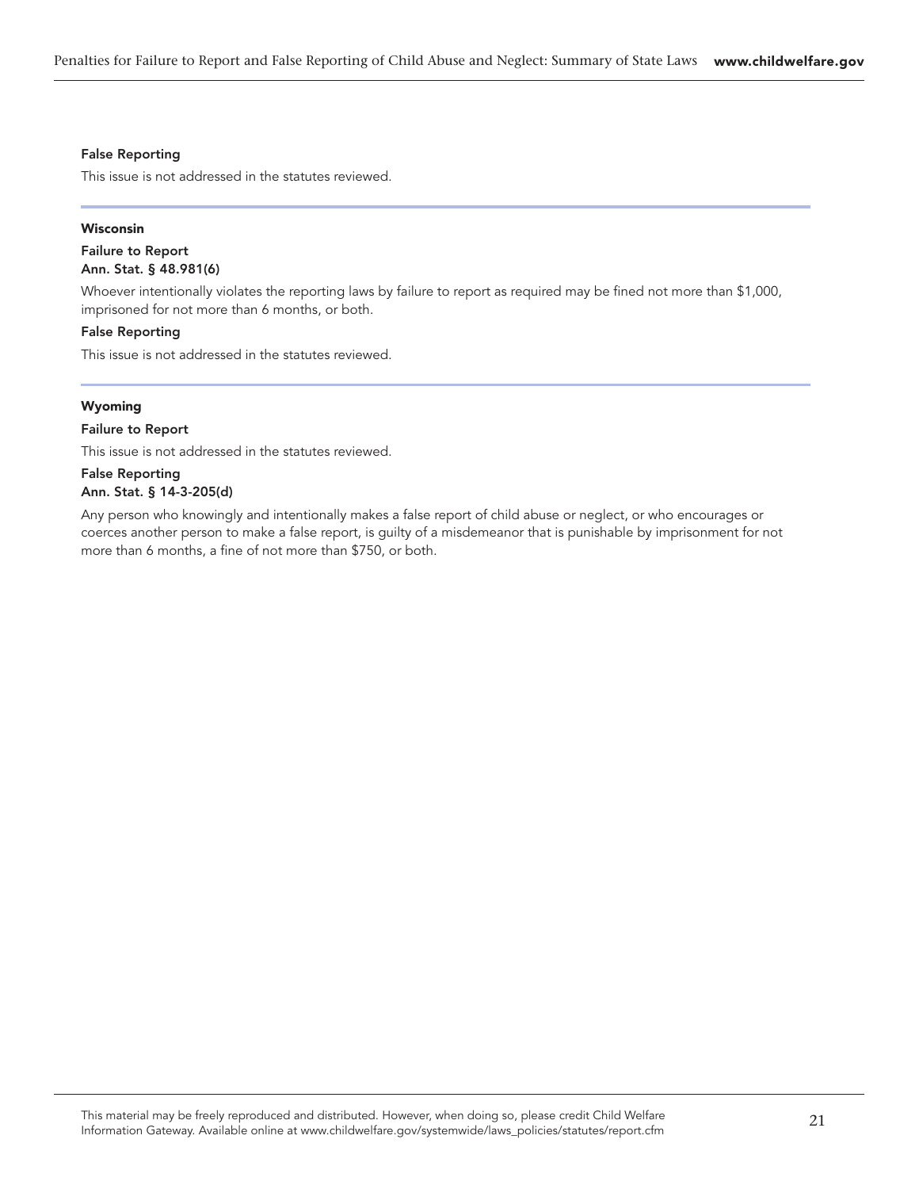**False Reporting**

This issue is not addressed in the statutes reviewed.

---

**Wisconsin**

**Failure to Report**
**Ann. Stat. § 48.981(6)**

Whoever intentionally violates the reporting laws by failure to report as required may be fined not more than $1,000, imprisoned for not more than 6 months, or both.

**False Reporting**

This issue is not addressed in the statutes reviewed.

---

**Wyoming**

**Failure to Report**

This issue is not addressed in the statutes reviewed.

**False Reporting**
**Ann. Stat. § 14-3-205(d)**

Any person who knowingly and intentionally makes a false report of child abuse or neglect, or who encourages or coerces another person to make a false report, is guilty of a misdemeanor that is punishable by imprisonment for not more than 6 months, a fine of not more than $750, or both.

This material may be freely reproduced and distributed. However, when doing so, please credit Child Welfare Information Gateway. Available online at www.childwelfare.gov/systemwide/laws_policies/statutes/report.cfm